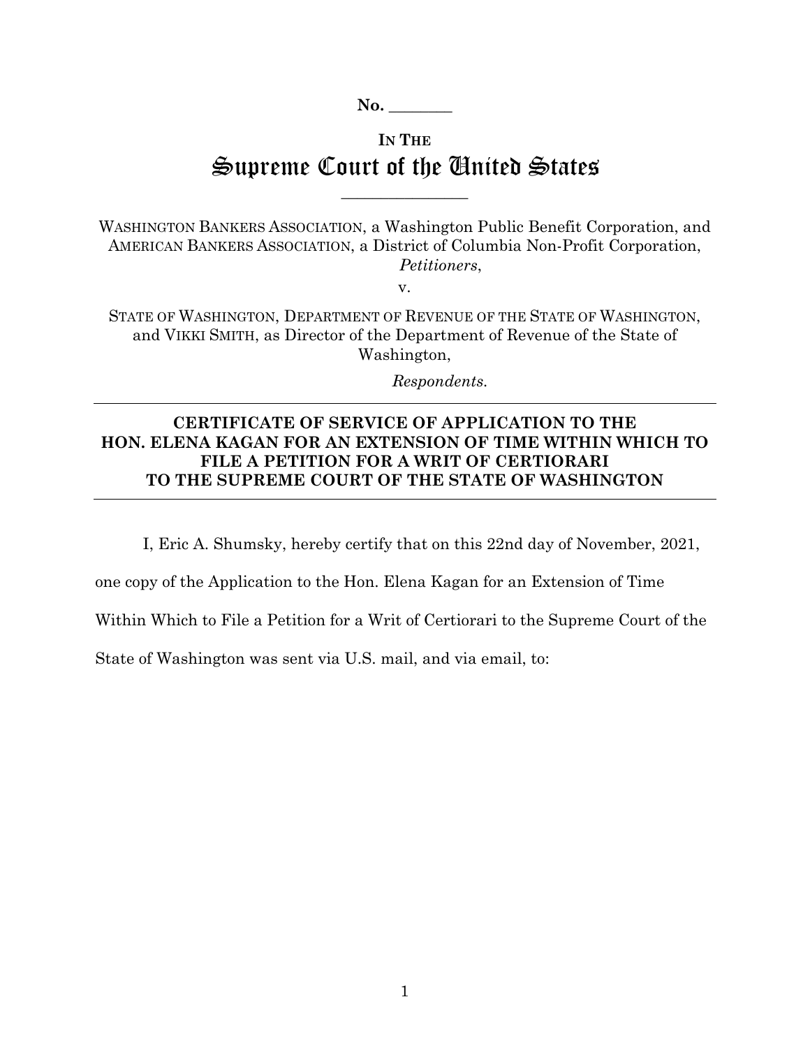**No. \_\_\_\_\_\_\_\_**

**IN THE**

# Supreme Court of the United States

\_\_\_\_\_\_\_\_\_\_\_\_\_\_\_\_

WASHINGTON BANKERS ASSOCIATION, a Washington Public Benefit Corporation, and AMERICAN BANKERS ASSOCIATION, a District of Columbia Non-Profit Corporation,
*Petitioners*,

v.

STATE OF WASHINGTON, DEPARTMENT OF REVENUE OF THE STATE OF WASHINGTON, and VIKKI SMITH, as Director of the Department of Revenue of the State of Washington,

*Respondents.*

---

## CERTIFICATE OF SERVICE OF APPLICATION TO THE HON. ELENA KAGAN FOR AN EXTENSION OF TIME WITHIN WHICH TO FILE A PETITION FOR A WRIT OF CERTIORARI TO THE SUPREME COURT OF THE STATE OF WASHINGTON

---

I, Eric A. Shumsky, hereby certify that on this 22nd day of November, 2021, one copy of the Application to the Hon. Elena Kagan for an Extension of Time Within Which to File a Petition for a Writ of Certiorari to the Supreme Court of the State of Washington was sent via U.S. mail, and via email, to: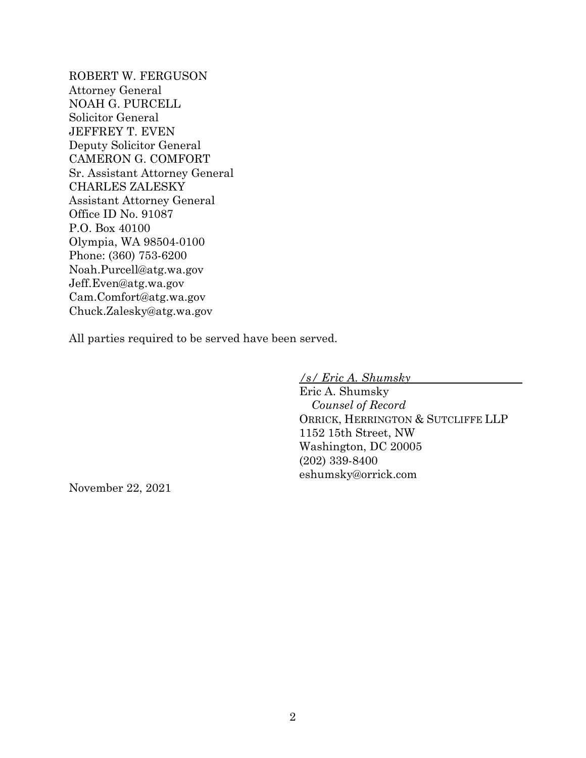ROBERT W. FERGUSON  
Attorney General  
NOAH G. PURCELL  
Solicitor General  
JEFFREY T. EVEN  
Deputy Solicitor General  
CAMERON G. COMFORT  
Sr. Assistant Attorney General  
CHARLES ZALESKY  
Assistant Attorney General  
Office ID No. 91087  
P.O. Box 40100  
Olympia, WA 98504-0100  
Phone: (360) 753-6200  
Noah.Purcell@atg.wa.gov  
Jeff.Even@atg.wa.gov  
Cam.Comfort@atg.wa.gov  
Chuck.Zalesky@atg.wa.gov

All parties required to be served have been served.

*/s/ Eric A. Shumsky*  
Eric A. Shumsky  
*Counsel of Record*  
ORRICK, HERRINGTON & SUTCLIFFE LLP  
1152 15th Street, NW  
Washington, DC 20005  
(202) 339-8400  
eshumsky@orrick.com

November 22, 2021